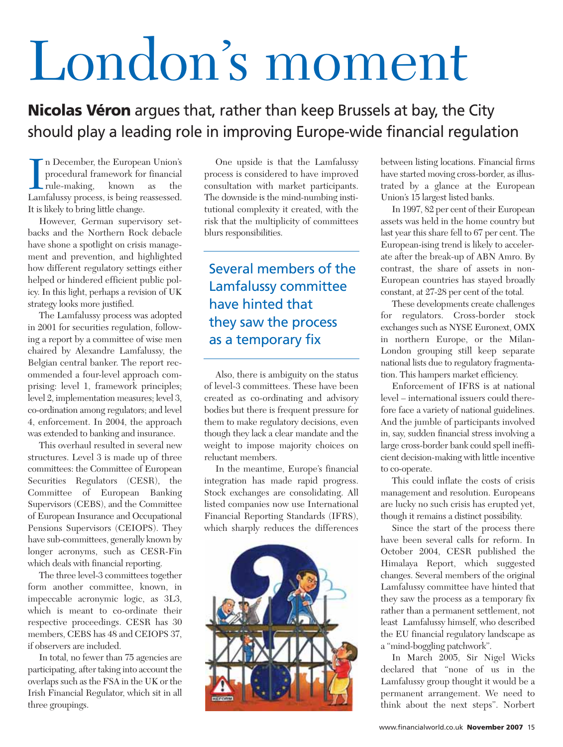# London's moment

**Nicolas Véron** argues that, rather than keep Brussels at bay, the City should play a leading role in improving Europe-wide financial regulation

In December, the European Union's procedural framework for financial rule-making, known as the Lamfalussy process, is being reassessed. It is likely to bring little change.

However, German supervisory setbacks and the Northern Rock debacle have shone a spotlight on crisis management and prevention, and highlighted how different regulatory settings either helped or hindered efficient public policy. In this light, perhaps a revision of UK strategy looks more justified.

The Lamfalussy process was adopted in 2001 for securities regulation, following a report by a committee of wise men chaired by Alexandre Lamfalussy, the Belgian central banker. The report recommended a four-level approach comprising: level 1, framework principles; level 2, implementation measures; level 3, co-ordination among regulators; and level 4, enforcement. In 2004, the approach was extended to banking and insurance.

This overhaul resulted in several new structures. Level 3 is made up of three committees: the Committee of European Securities Regulators (CESR), the Committee of European Banking Supervisors (CEBS), and the Committee of European Insurance and Occupational Pensions Supervisors (CEIOPS). They have sub-committees, generally known by longer acronyms, such as CESR-Fin which deals with financial reporting.

The three level-3 committees together form another committee, known, in impeccable acronymic logic, as 3L3, which is meant to co-ordinate their respective proceedings. CESR has 30 members, CEBS has 48 and CEIOPS 37, if observers are included.

In total, no fewer than 75 agencies are participating, after taking into account the overlaps such as the FSA in the UK or the Irish Financial Regulator, which sit in all three groupings.

One upside is that the Lamfalussy process is considered to have improved consultation with market participants. The downside is the mind-numbing institutional complexity it created, with the risk that the multiplicity of committees blurs responsibilities.

> Several members of the Lamfalussy committee have hinted that they saw the process as a temporary fix

Also, there is ambiguity on the status of level-3 committees. These have been created as co-ordinating and advisory bodies but there is frequent pressure for them to make regulatory decisions, even though they lack a clear mandate and the weight to impose majority choices on reluctant members.

In the meantime, Europe's financial integration has made rapid progress. Stock exchanges are consolidating. All listed companies now use International Financial Reporting Standards (IFRS), which sharply reduces the differences between listing locations. Financial firms have started moving cross-border, as illustrated by a glance at the European Union's 15 largest listed banks.

In 1997, 82 per cent of their European assets was held in the home country but last year this share fell to 67 per cent. The European-ising trend is likely to accelerate after the break-up of ABN Amro. By contrast, the share of assets in non-European countries has stayed broadly constant, at 27-28 per cent of the total.

These developments create challenges for regulators. Cross-border stock exchanges such as NYSE Euronext, OMX in northern Europe, or the Milan-London grouping still keep separate national lists due to regulatory fragmentation. This hampers market efficiency.

Enforcement of IFRS is at national level – international issuers could therefore face a variety of national guidelines. And the jumble of participants involved in, say, sudden financial stress involving a large cross-border bank could spell inefficient decision-making with little incentive to co-operate.

This could inflate the costs of crisis management and resolution. Europeans are lucky no such crisis has erupted yet, though it remains a distinct possibility.

Since the start of the process there have been several calls for reform. In October 2004, CESR published the Himalaya Report, which suggested changes. Several members of the original Lamfalussy committee have hinted that they saw the process as a temporary fix rather than a permanent settlement, not least Lamfalussy himself, who described the EU financial regulatory landscape as a "mind-boggling patchwork".

In March 2005, Sir Nigel Wicks declared that "none of us in the Lamfalussy group thought it would be a permanent arrangement. We need to think about the next steps". Norbert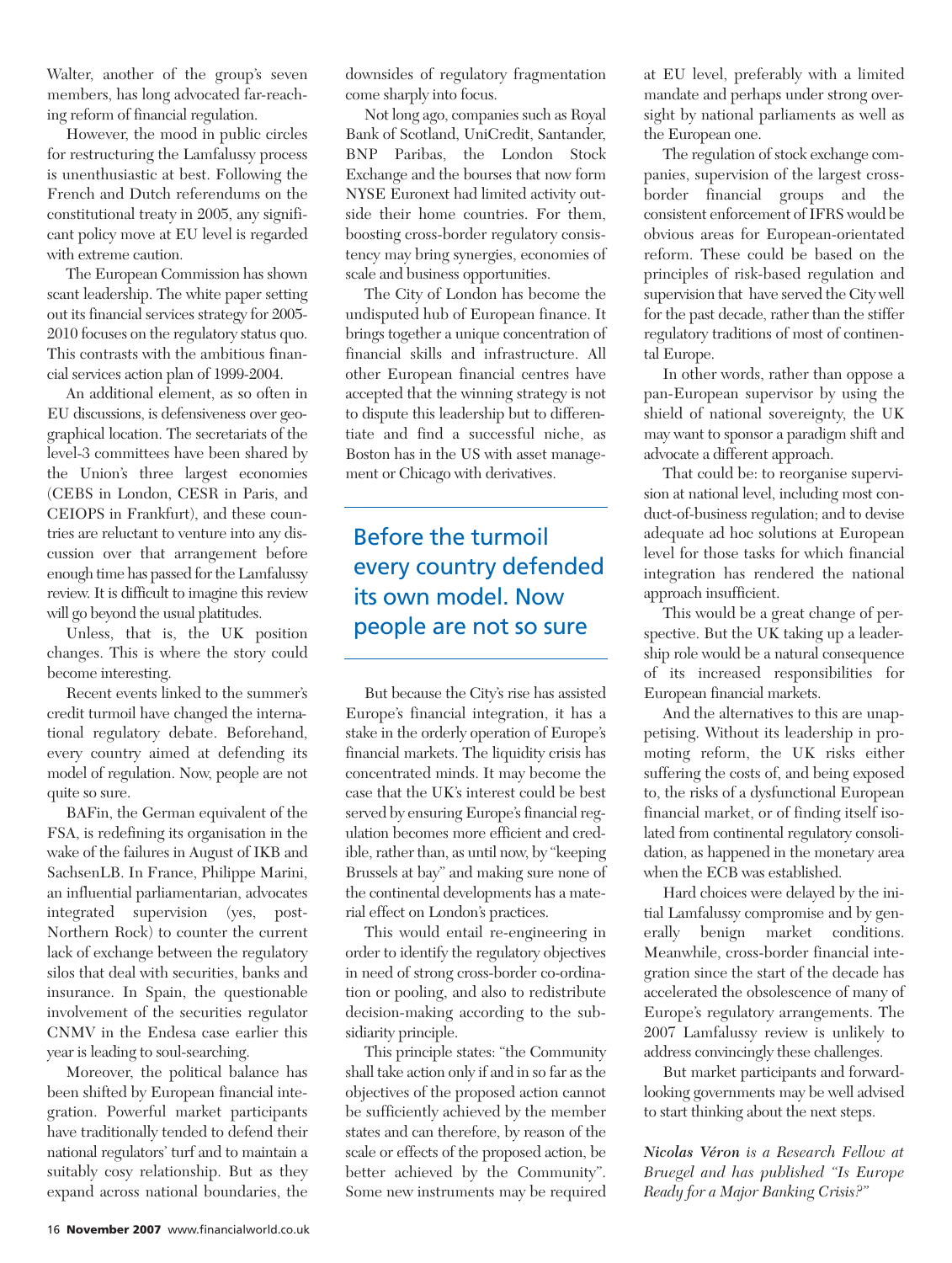Walter, another of the group's seven members, has long advocated far-reaching reform of financial regulation.

However, the mood in public circles for restructuring the Lamfalussy process is unenthusiastic at best. Following the French and Dutch referendums on the constitutional treaty in 2005, any significant policy move at EU level is regarded with extreme caution.

The European Commission has shown scant leadership. The white paper setting out its financial services strategy for 2005-2010 focuses on the regulatory status quo. This contrasts with the ambitious financial services action plan of 1999-2004.

An additional element, as so often in EU discussions, is defensiveness over geographical location. The secretariats of the level-3 committees have been shared by the Union's three largest economies (CEBS in London, CESR in Paris, and CEIOPS in Frankfurt), and these countries are reluctant to venture into any discussion over that arrangement before enough time has passed for the Lamfalussy review. It is difficult to imagine this review will go beyond the usual platitudes.

Unless, that is, the UK position changes. This is where the story could become interesting.

Recent events linked to the summer's credit turmoil have changed the international regulatory debate. Beforehand, every country aimed at defending its model of regulation. Now, people are not quite so sure.

BAFin, the German equivalent of the FSA, is redefining its organisation in the wake of the failures in August of IKB and SachsenLB. In France, Philippe Marini, an influential parliamentarian, advocates integrated supervision (yes, post-Northern Rock) to counter the current lack of exchange between the regulatory silos that deal with securities, banks and insurance. In Spain, the questionable involvement of the securities regulator CNMV in the Endesa case earlier this year is leading to soul-searching.

Moreover, the political balance has been shifted by European financial integration. Powerful market participants have traditionally tended to defend their national regulators' turf and to maintain a suitably cosy relationship. But as they expand across national boundaries, the downsides of regulatory fragmentation come sharply into focus.

Not long ago, companies such as Royal Bank of Scotland, UniCredit, Santander, BNP Paribas, the London Stock Exchange and the bourses that now form NYSE Euronext had limited activity outside their home countries. For them, boosting cross-border regulatory consistency may bring synergies, economies of scale and business opportunities.

The City of London has become the undisputed hub of European finance. It brings together a unique concentration of financial skills and infrastructure. All other European financial centres have accepted that the winning strategy is not to dispute this leadership but to differentiate and find a successful niche, as Boston has in the US with asset management or Chicago with derivatives.

> Before the turmoil every country defended its own model. Now people are not so sure

But because the City's rise has assisted Europe's financial integration, it has a stake in the orderly operation of Europe's financial markets. The liquidity crisis has concentrated minds. It may become the case that the UK's interest could be best served by ensuring Europe's financial regulation becomes more efficient and credible, rather than, as until now, by "keeping Brussels at bay" and making sure none of the continental developments has a material effect on London's practices.

This would entail re-engineering in order to identify the regulatory objectives in need of strong cross-border co-ordination or pooling, and also to redistribute decision-making according to the subsidiarity principle.

This principle states: "the Community shall take action only if and in so far as the objectives of the proposed action cannot be sufficiently achieved by the member states and can therefore, by reason of the scale or effects of the proposed action, be better achieved by the Community". Some new instruments may be required at EU level, preferably with a limited mandate and perhaps under strong oversight by national parliaments as well as the European one.

The regulation of stock exchange companies, supervision of the largest cross-border financial groups and the consistent enforcement of IFRS would be obvious areas for European-orientated reform. These could be based on the principles of risk-based regulation and supervision that have served the City well for the past decade, rather than the stiffer regulatory traditions of most of continental Europe.

In other words, rather than oppose a pan-European supervisor by using the shield of national sovereignty, the UK may want to sponsor a paradigm shift and advocate a different approach.

That could be: to reorganise supervision at national level, including most conduct-of-business regulation; and to devise adequate ad hoc solutions at European level for those tasks for which financial integration has rendered the national approach insufficient.

This would be a great change of perspective. But the UK taking up a leadership role would be a natural consequence of its increased responsibilities for European financial markets.

And the alternatives to this are unappetising. Without its leadership in promoting reform, the UK risks either suffering the costs of, and being exposed to, the risks of a dysfunctional European financial market, or of finding itself isolated from continental regulatory consolidation, as happened in the monetary area when the ECB was established.

Hard choices were delayed by the initial Lamfalussy compromise and by generally benign market conditions. Meanwhile, cross-border financial integration since the start of the decade has accelerated the obsolescence of many of Europe's regulatory arrangements. The 2007 Lamfalussy review is unlikely to address convincingly these challenges.

But market participants and forward-looking governments may be well advised to start thinking about the next steps.

***Nicolas Véron** is a Research Fellow at Bruegel and has published "Is Europe Ready for a Major Banking Crisis?"*